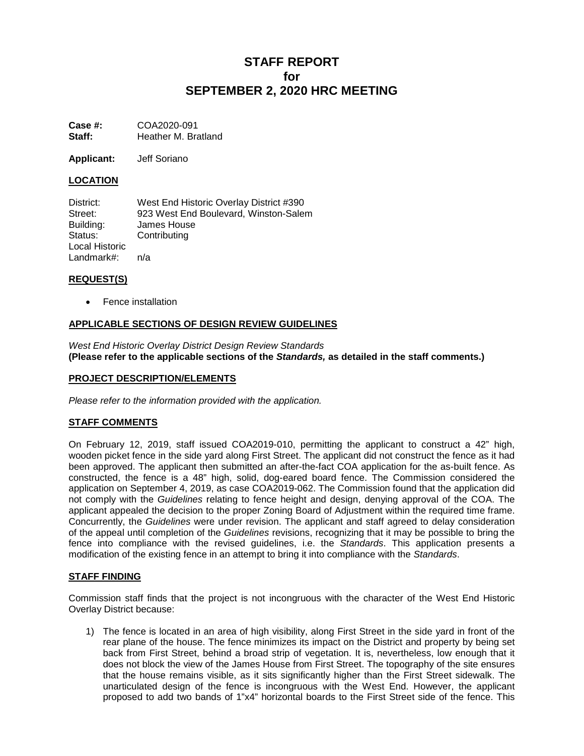# STAFF REPORT
# for
# SEPTEMBER 2, 2020 HRC MEETING

**Case #:** COA2020-091
**Staff:** Heather M. Bratland

**Applicant:** Jeff Soriano

## LOCATION

District: West End Historic Overlay District #390
Street: 923 West End Boulevard, Winston-Salem
Building: James House
Status: Contributing
Local Historic Landmark#: n/a

## REQUEST(S)

- Fence installation

## APPLICABLE SECTIONS OF DESIGN REVIEW GUIDELINES

*West End Historic Overlay District Design Review Standards*
**(Please refer to the applicable sections of the *Standards,* as detailed in the staff comments.)**

## PROJECT DESCRIPTION/ELEMENTS

*Please refer to the information provided with the application.*

## STAFF COMMENTS

On February 12, 2019, staff issued COA2019-010, permitting the applicant to construct a 42" high, wooden picket fence in the side yard along First Street. The applicant did not construct the fence as it had been approved. The applicant then submitted an after-the-fact COA application for the as-built fence. As constructed, the fence is a 48" high, solid, dog-eared board fence. The Commission considered the application on September 4, 2019, as case COA2019-062. The Commission found that the application did not comply with the *Guidelines* relating to fence height and design, denying approval of the COA. The applicant appealed the decision to the proper Zoning Board of Adjustment within the required time frame. Concurrently, the *Guidelines* were under revision. The applicant and staff agreed to delay consideration of the appeal until completion of the *Guidelines* revisions, recognizing that it may be possible to bring the fence into compliance with the revised guidelines, i.e. the *Standards*. This application presents a modification of the existing fence in an attempt to bring it into compliance with the *Standards*.

## STAFF FINDING

Commission staff finds that the project is not incongruous with the character of the West End Historic Overlay District because:

1) The fence is located in an area of high visibility, along First Street in the side yard in front of the rear plane of the house. The fence minimizes its impact on the District and property by being set back from First Street, behind a broad strip of vegetation. It is, nevertheless, low enough that it does not block the view of the James House from First Street. The topography of the site ensures that the house remains visible, as it sits significantly higher than the First Street sidewalk. The unarticulated design of the fence is incongruous with the West End. However, the applicant proposed to add two bands of 1"x4" horizontal boards to the First Street side of the fence. This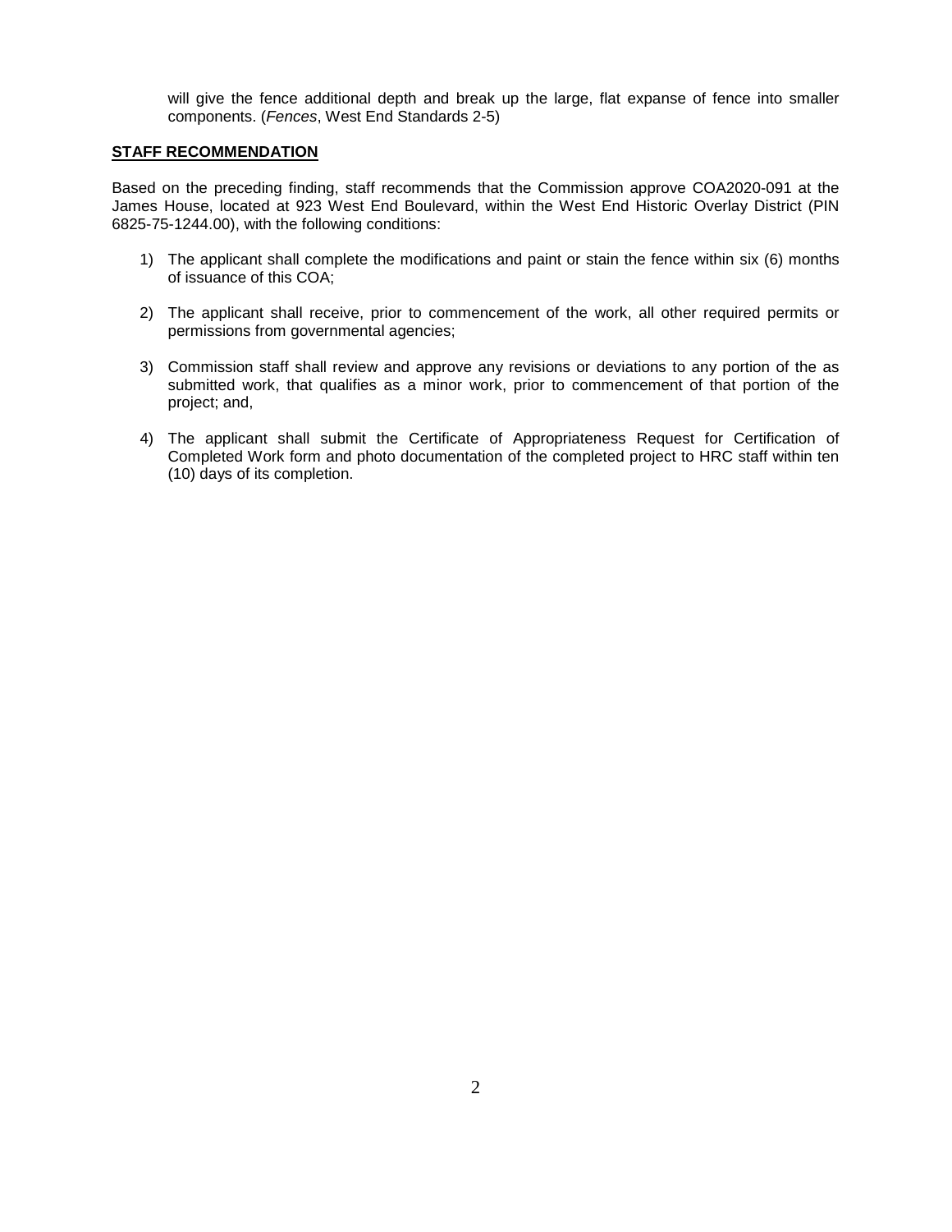will give the fence additional depth and break up the large, flat expanse of fence into smaller components. (*Fences*, West End Standards 2-5)

**STAFF RECOMMENDATION**

Based on the preceding finding, staff recommends that the Commission approve COA2020-091 at the James House, located at 923 West End Boulevard, within the West End Historic Overlay District (PIN 6825-75-1244.00), with the following conditions:

1) The applicant shall complete the modifications and paint or stain the fence within six (6) months of issuance of this COA;

2) The applicant shall receive, prior to commencement of the work, all other required permits or permissions from governmental agencies;

3) Commission staff shall review and approve any revisions or deviations to any portion of the as submitted work, that qualifies as a minor work, prior to commencement of that portion of the project; and,

4) The applicant shall submit the Certificate of Appropriateness Request for Certification of Completed Work form and photo documentation of the completed project to HRC staff within ten (10) days of its completion.